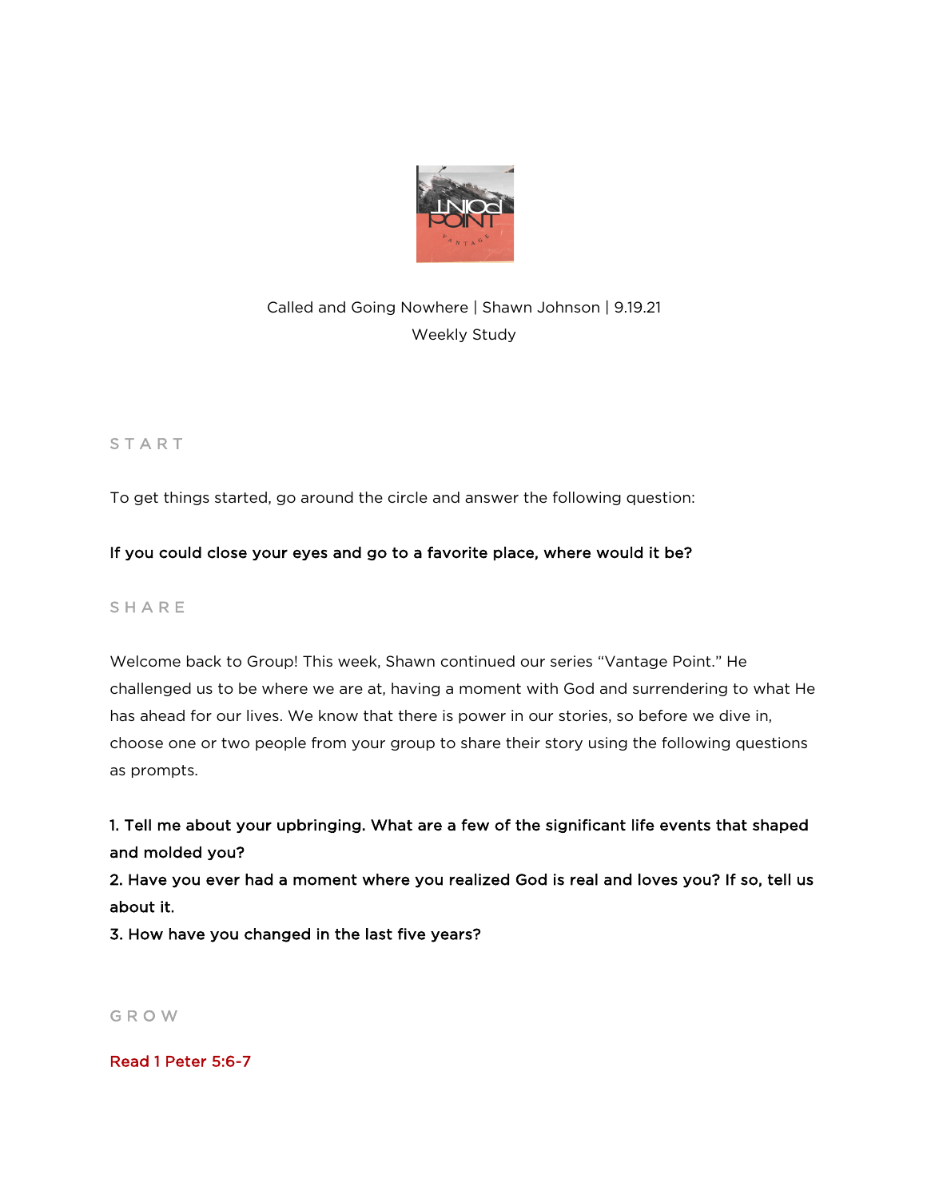Called and Going Nowhere | Shawn Johnson | 9.19.21

Weekly Study

## START

To get things started, go around the circle and answer the following question:

**If you could close your eyes and go to a favorite place, where would it be?**

## SHARE

Welcome back to Group! This week, Shawn continued our series "Vantage Point." He challenged us to be where we are at, having a moment with God and surrendering to what He has ahead for our lives. We know that there is power in our stories, so before we dive in, choose one or two people from your group to share their story using the following questions as prompts.

**1. Tell me about your upbringing. What are a few of the significant life events that shaped and molded you?**
**2. Have you ever had a moment where you realized God is real and loves you? If so, tell us about it.**
**3. How have you changed in the last five years?**

## GROW

Read 1 Peter 5:6-7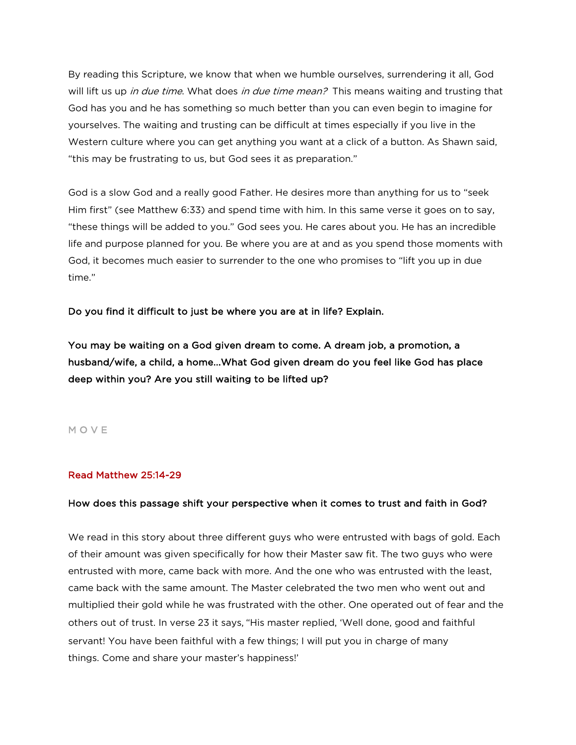By reading this Scripture, we know that when we humble ourselves, surrendering it all, God will lift us up *in due time*. What does *in due time mean?* This means waiting and trusting that God has you and he has something so much better than you can even begin to imagine for yourselves. The waiting and trusting can be difficult at times especially if you live in the Western culture where you can get anything you want at a click of a button. As Shawn said, "this may be frustrating to us, but God sees it as preparation."

God is a slow God and a really good Father. He desires more than anything for us to "seek Him first" (see Matthew 6:33) and spend time with him. In this same verse it goes on to say, "these things will be added to you." God sees you. He cares about you. He has an incredible life and purpose planned for you. Be where you are at and as you spend those moments with God, it becomes much easier to surrender to the one who promises to "lift you up in due time."

**Do you find it difficult to just be where you are at in life? Explain.**

**You may be waiting on a God given dream to come. A dream job, a promotion, a husband/wife, a child, a home...What God given dream do you feel like God has place deep within you? Are you still waiting to be lifted up?**

## MOVE

**Read Matthew 25:14-29**

**How does this passage shift your perspective when it comes to trust and faith in God?**

We read in this story about three different guys who were entrusted with bags of gold. Each of their amount was given specifically for how their Master saw fit. The two guys who were entrusted with more, came back with more. And the one who was entrusted with the least, came back with the same amount. The Master celebrated the two men who went out and multiplied their gold while he was frustrated with the other. One operated out of fear and the others out of trust. In verse 23 it says, "His master replied, 'Well done, good and faithful servant! You have been faithful with a few things; I will put you in charge of many things. Come and share your master's happiness!'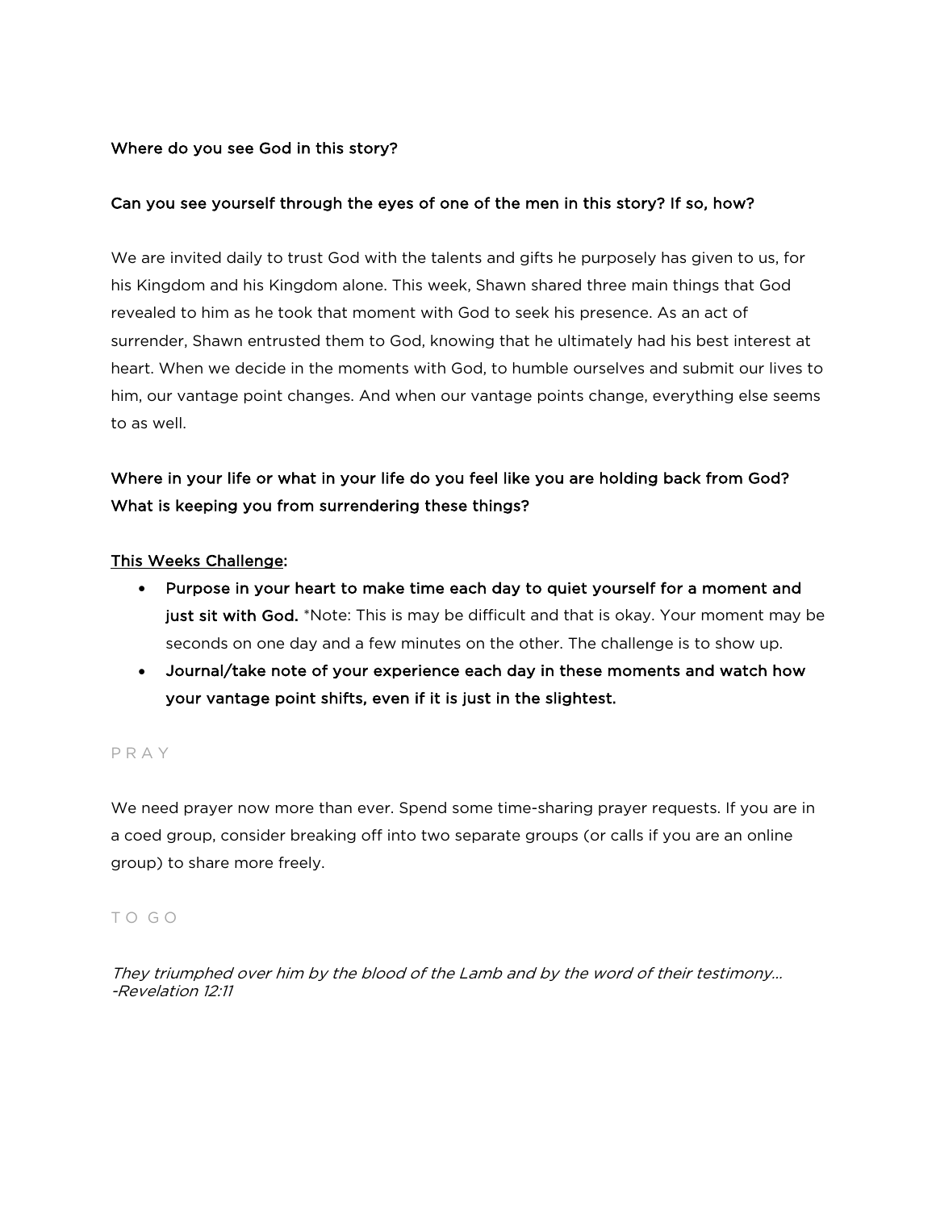**Where do you see God in this story?**

**Can you see yourself through the eyes of one of the men in this story? If so, how?**

We are invited daily to trust God with the talents and gifts he purposely has given to us, for his Kingdom and his Kingdom alone. This week, Shawn shared three main things that God revealed to him as he took that moment with God to seek his presence. As an act of surrender, Shawn entrusted them to God, knowing that he ultimately had his best interest at heart. When we decide in the moments with God, to humble ourselves and submit our lives to him, our vantage point changes. And when our vantage points change, everything else seems to as well.

**Where in your life or what in your life do you feel like you are holding back from God? What is keeping you from surrendering these things?**

<u>This Weeks Challenge</u>:

- **Purpose in your heart to make time each day to quiet yourself for a moment and just sit with God.** *Note: This is may be difficult and that is okay. Your moment may be seconds on one day and a few minutes on the other. The challenge is to show up.
- **Journal/take note of your experience each day in these moments and watch how your vantage point shifts, even if it is just in the slightest.**

## P R A Y

We need prayer now more than ever. Spend some time-sharing prayer requests. If you are in a coed group, consider breaking off into two separate groups (or calls if you are an online group) to share more freely.

## T O G O

*They triumphed over him by the blood of the Lamb and by the word of their testimony...*
*-Revelation 12:11*